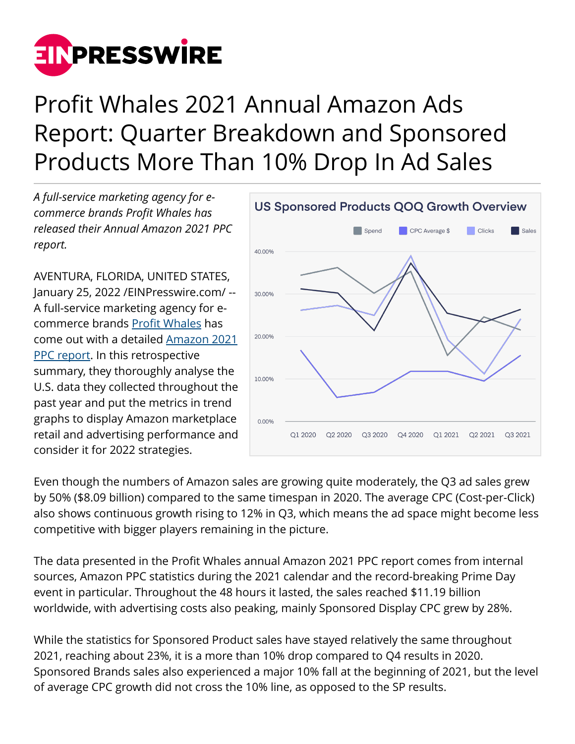# Profit Whales 2021 Annual Amazon Ads Report: Quarter Breakdown and Sponsored Products More Than 10% Drop In Ad Sales

*A full-service marketing agency for e-commerce brands Profit Whales has released their Annual Amazon 2021 PPC report.*

AVENTURA, FLORIDA, UNITED STATES, January 25, 2022 /EINPresswire.com/ -- A full-service marketing agency for e-commerce brands Profit Whales has come out with a detailed Amazon 2021 PPC report. In this retrospective summary, they thoroughly analyse the U.S. data they collected throughout the past year and put the metrics in trend graphs to display Amazon marketplace retail and advertising performance and consider it for 2022 strategies.

Even though the numbers of Amazon sales are growing quite moderately, the Q3 ad sales grew by 50% ($8.09 billion) compared to the same timespan in 2020. The average CPC (Cost-per-Click) also shows continuous growth rising to 12% in Q3, which means the ad space might become less competitive with bigger players remaining in the picture.

The data presented in the Profit Whales annual Amazon 2021 PPC report comes from internal sources, Amazon PPC statistics during the 2021 calendar and the record-breaking Prime Day event in particular. Throughout the 48 hours it lasted, the sales reached $11.19 billion worldwide, with advertising costs also peaking, mainly Sponsored Display CPC grew by 28%.

While the statistics for Sponsored Product sales have stayed relatively the same throughout 2021, reaching about 23%, it is a more than 10% drop compared to Q4 results in 2020. Sponsored Brands sales also experienced a major 10% fall at the beginning of 2021, but the level of average CPC growth did not cross the 10% line, as opposed to the SP results.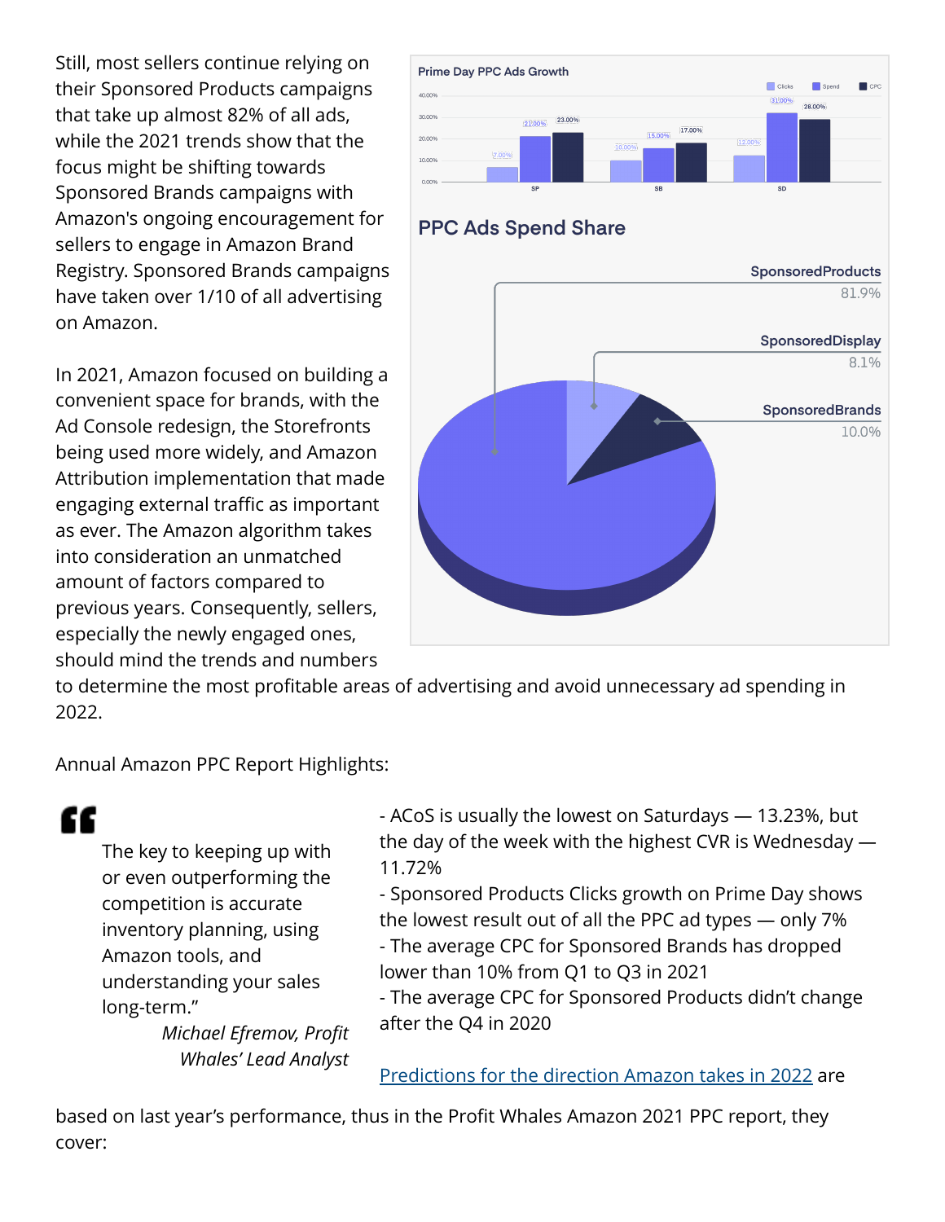Still, most sellers continue relying on their Sponsored Products campaigns that take up almost 82% of all ads, while the 2021 trends show that the focus might be shifting towards Sponsored Brands campaigns with Amazon's ongoing encouragement for sellers to engage in Amazon Brand Registry. Sponsored Brands campaigns have taken over 1/10 of all advertising on Amazon.

In 2021, Amazon focused on building a convenient space for brands, with the Ad Console redesign, the Storefronts being used more widely, and Amazon Attribution implementation that made engaging external traffic as important as ever. The Amazon algorithm takes into consideration an unmatched amount of factors compared to previous years. Consequently, sellers, especially the newly engaged ones, should mind the trends and numbers to determine the most profitable areas of advertising and avoid unnecessary ad spending in 2022.

**Prime Day PPC Ads Growth**

| | Clicks | Spend | CPC |
|---|---|---|---|
| SP | 7.00% | 21.00% | 23.00% |
| SB | 10.00% | 15.00% | 17.00% |
| SD | 12.00% | 31.00% | 28.00% |

**PPC Ads Spend Share**

| Ad type | Share |
|---|---|
| SponsoredProducts | 81.9% |
| SponsoredDisplay | 8.1% |
| SponsoredBrands | 10.0% |

Annual Amazon PPC Report Highlights:

> The key to keeping up with or even outperforming the competition is accurate inventory planning, using Amazon tools, and understanding your sales long-term."
>
> *Michael Efremov, Profit Whales' Lead Analyst*

- ACoS is usually the lowest on Saturdays — 13.23%, but the day of the week with the highest CVR is Wednesday — 11.72%
- Sponsored Products Clicks growth on Prime Day shows the lowest result out of all the PPC ad types — only 7%
- The average CPC for Sponsored Brands has dropped lower than 10% from Q1 to Q3 in 2021
- The average CPC for Sponsored Products didn't change after the Q4 in 2020

Predictions for the direction Amazon takes in 2022 are based on last year's performance, thus in the Profit Whales Amazon 2021 PPC report, they cover: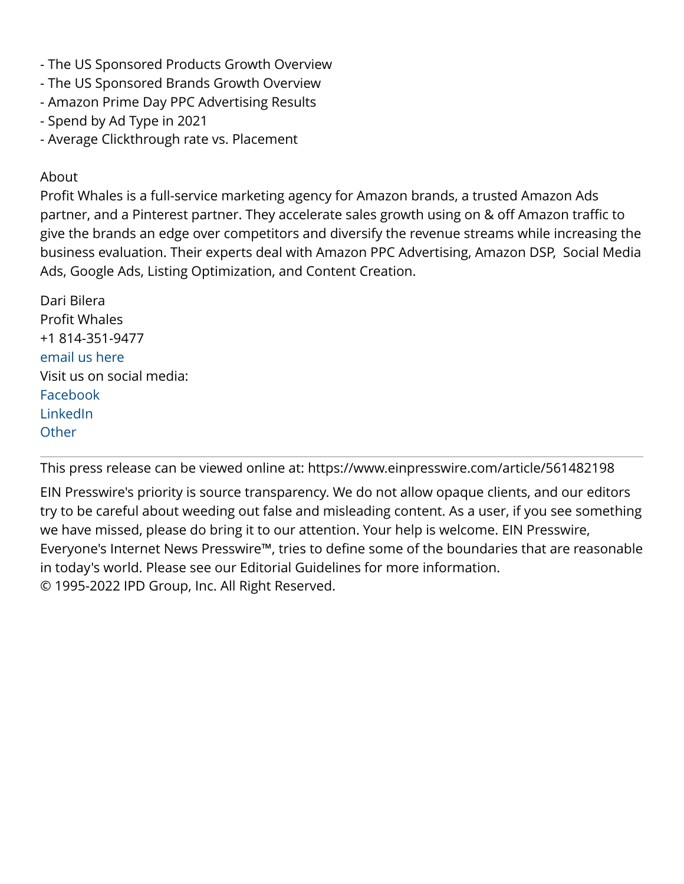- The US Sponsored Products Growth Overview
- The US Sponsored Brands Growth Overview
- Amazon Prime Day PPC Advertising Results
- Spend by Ad Type in 2021
- Average Clickthrough rate vs. Placement

About

Profit Whales is a full-service marketing agency for Amazon brands, a trusted Amazon Ads partner, and a Pinterest partner. They accelerate sales growth using on & off Amazon traffic to give the brands an edge over competitors and diversify the revenue streams while increasing the business evaluation. Their experts deal with Amazon PPC Advertising, Amazon DSP, Social Media Ads, Google Ads, Listing Optimization, and Content Creation.

Dari Bilera
Profit Whales
+1 814-351-9477
email us here
Visit us on social media:
Facebook
LinkedIn
Other

---

This press release can be viewed online at: https://www.einpresswire.com/article/561482198

EIN Presswire's priority is source transparency. We do not allow opaque clients, and our editors try to be careful about weeding out false and misleading content. As a user, if you see something we have missed, please do bring it to our attention. Your help is welcome. EIN Presswire, Everyone's Internet News Presswire™, tries to define some of the boundaries that are reasonable in today's world. Please see our Editorial Guidelines for more information.
© 1995-2022 IPD Group, Inc. All Right Reserved.